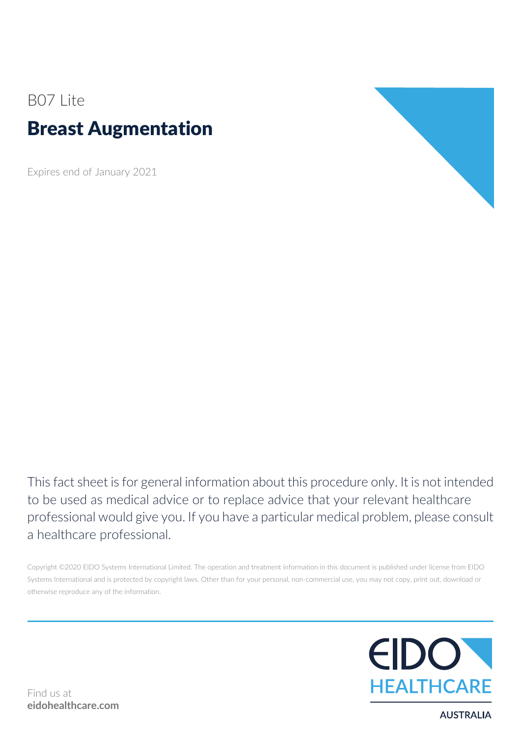B07 Lite

# Breast Augmentation

Expires end of January 2021

This fact sheet is for general information about this procedure only. It is not intended to be used as medical advice or to replace advice that your relevant healthcare professional would give you. If you have a particular medical problem, please consult a healthcare professional.

Copyright ©2020 EIDO Systems International Limited. The operation and treatment information in this document is published under license from EIDO Systems International and is protected by copyright laws. Other than for your personal, non-commercial use, you may not copy, print out, download or otherwise reproduce any of the information.

Find us at
**eidohealthcare.com**

EIDO HEALTHCARE
AUSTRALIA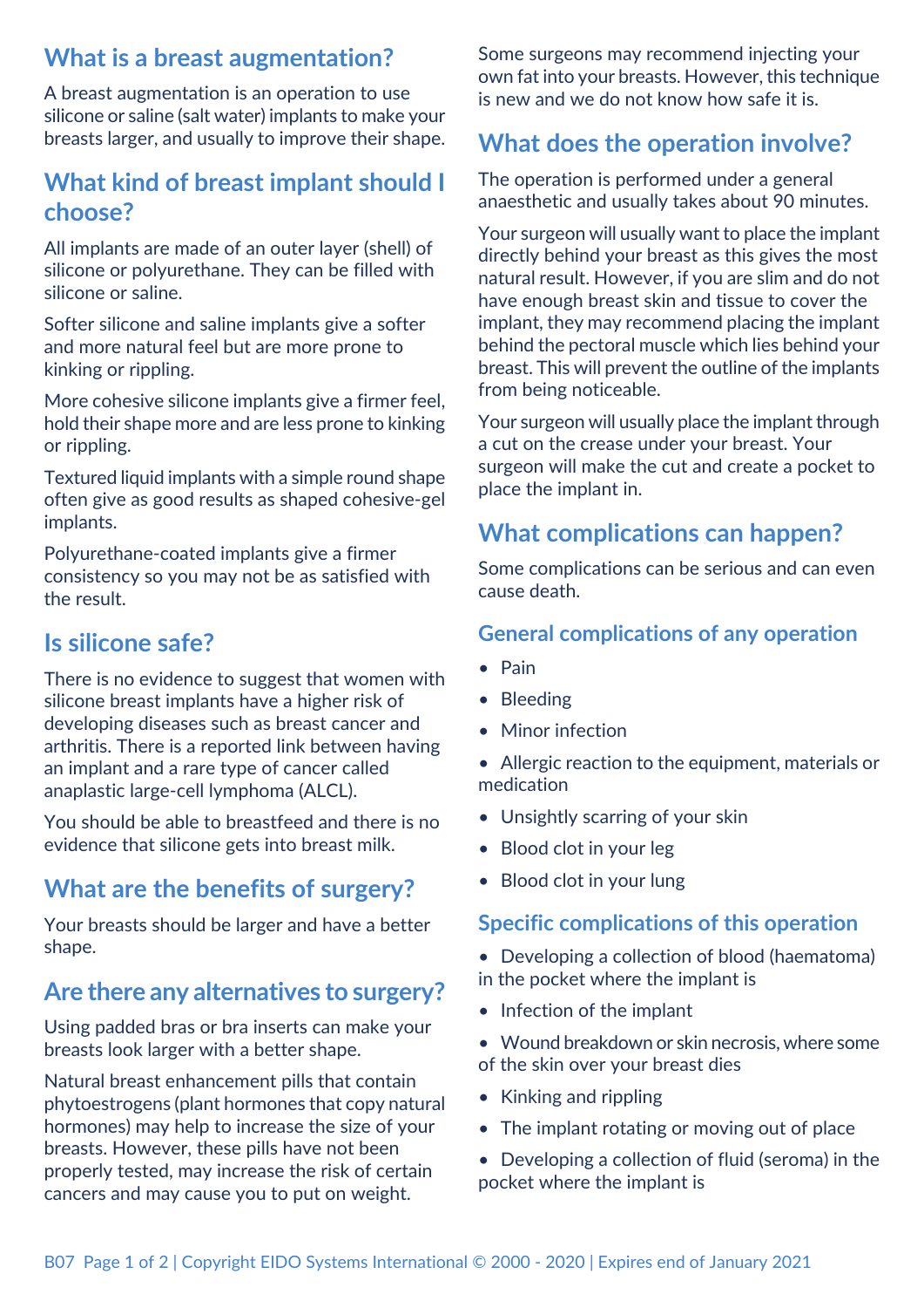## What is a breast augmentation?

A breast augmentation is an operation to use silicone or saline (salt water) implants to make your breasts larger, and usually to improve their shape.

## What kind of breast implant should I choose?

All implants are made of an outer layer (shell) of silicone or polyurethane. They can be filled with silicone or saline.

Softer silicone and saline implants give a softer and more natural feel but are more prone to kinking or rippling.

More cohesive silicone implants give a firmer feel, hold their shape more and are less prone to kinking or rippling.

Textured liquid implants with a simple round shape often give as good results as shaped cohesive-gel implants.

Polyurethane-coated implants give a firmer consistency so you may not be as satisfied with the result.

## Is silicone safe?

There is no evidence to suggest that women with silicone breast implants have a higher risk of developing diseases such as breast cancer and arthritis. There is a reported link between having an implant and a rare type of cancer called anaplastic large-cell lymphoma (ALCL).

You should be able to breastfeed and there is no evidence that silicone gets into breast milk.

## What are the benefits of surgery?

Your breasts should be larger and have a better shape.

## Are there any alternatives to surgery?

Using padded bras or bra inserts can make your breasts look larger with a better shape.

Natural breast enhancement pills that contain phytoestrogens (plant hormones that copy natural hormones) may help to increase the size of your breasts. However, these pills have not been properly tested, may increase the risk of certain cancers and may cause you to put on weight.

Some surgeons may recommend injecting your own fat into your breasts. However, this technique is new and we do not know how safe it is.

## What does the operation involve?

The operation is performed under a general anaesthetic and usually takes about 90 minutes.

Your surgeon will usually want to place the implant directly behind your breast as this gives the most natural result. However, if you are slim and do not have enough breast skin and tissue to cover the implant, they may recommend placing the implant behind the pectoral muscle which lies behind your breast. This will prevent the outline of the implants from being noticeable.

Your surgeon will usually place the implant through a cut on the crease under your breast. Your surgeon will make the cut and create a pocket to place the implant in.

## What complications can happen?

Some complications can be serious and can even cause death.

### General complications of any operation

- Pain
- Bleeding
- Minor infection
- Allergic reaction to the equipment, materials or medication
- Unsightly scarring of your skin
- Blood clot in your leg
- Blood clot in your lung

### Specific complications of this operation

- Developing a collection of blood (haematoma) in the pocket where the implant is
- Infection of the implant
- Wound breakdown or skin necrosis, where some of the skin over your breast dies
- Kinking and rippling
- The implant rotating or moving out of place
- Developing a collection of fluid (seroma) in the pocket where the implant is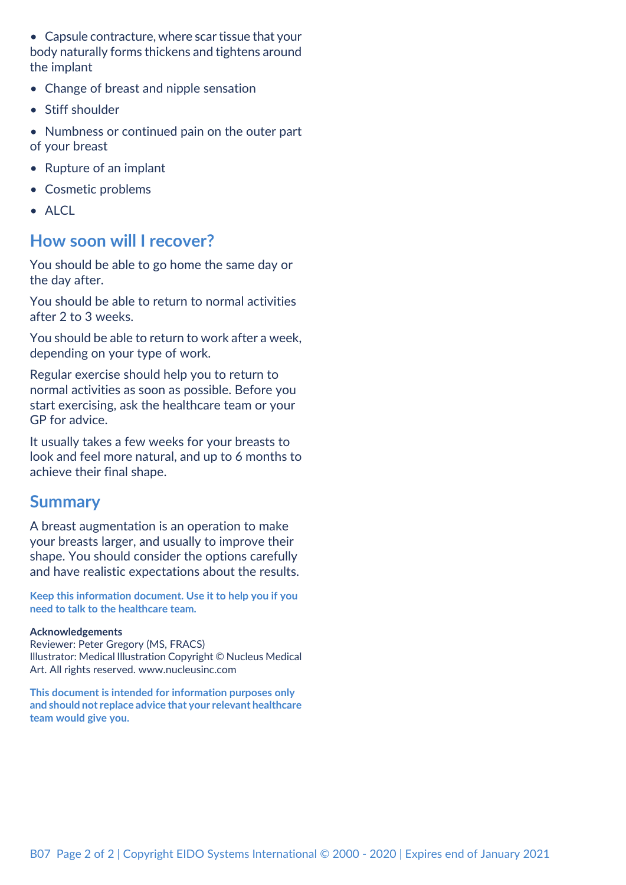- Capsule contracture, where scar tissue that your body naturally forms thickens and tightens around the implant
- Change of breast and nipple sensation
- Stiff shoulder
- Numbness or continued pain on the outer part of your breast
- Rupture of an implant
- Cosmetic problems
- ALCL

## How soon will I recover?

You should be able to go home the same day or the day after.

You should be able to return to normal activities after 2 to 3 weeks.

You should be able to return to work after a week, depending on your type of work.

Regular exercise should help you to return to normal activities as soon as possible. Before you start exercising, ask the healthcare team or your GP for advice.

It usually takes a few weeks for your breasts to look and feel more natural, and up to 6 months to achieve their final shape.

## Summary

A breast augmentation is an operation to make your breasts larger, and usually to improve their shape. You should consider the options carefully and have realistic expectations about the results.

**Keep this information document. Use it to help you if you need to talk to the healthcare team.**

**Acknowledgements**
Reviewer: Peter Gregory (MS, FRACS)
Illustrator: Medical Illustration Copyright © Nucleus Medical Art. All rights reserved. www.nucleusinc.com

**This document is intended for information purposes only and should not replace advice that your relevant healthcare team would give you.**

B07 Page 2 of 2 | Copyright EIDO Systems International © 2000 - 2020 | Expires end of January 2021